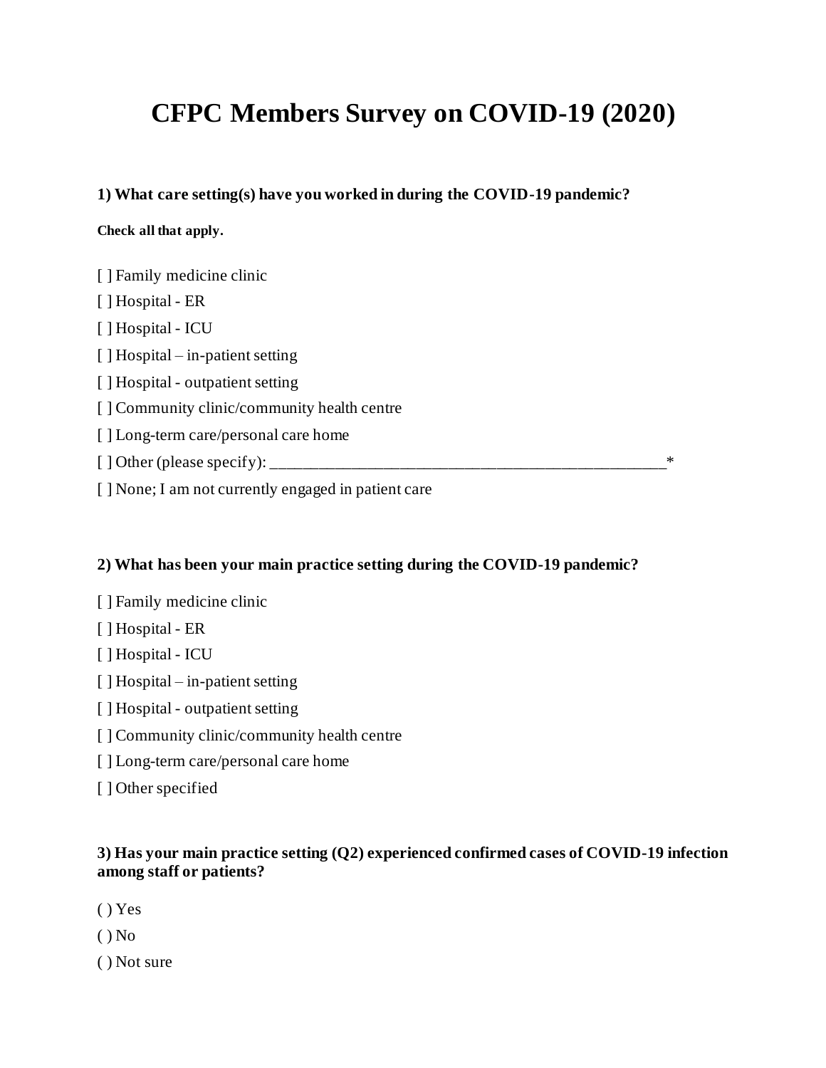# CFPC Members Survey on COVID-19 (2020)

**1) What care setting(s) have you worked in during the COVID-19 pandemic?**

**Check all that apply.**

[ ] Family medicine clinic

[ ] Hospital - ER

[ ] Hospital - ICU

[ ] Hospital – in-patient setting

[ ] Hospital - outpatient setting

[ ] Community clinic/community health centre

[ ] Long-term care/personal care home

[ ] Other (please specify): _________________________________________________*

[ ] None; I am not currently engaged in patient care

**2) What has been your main practice setting during the COVID-19 pandemic?**

[ ] Family medicine clinic

[ ] Hospital - ER

[ ] Hospital - ICU

[ ] Hospital – in-patient setting

[ ] Hospital - outpatient setting

[ ] Community clinic/community health centre

[ ] Long-term care/personal care home

[ ] Other specified

**3) Has your main practice setting (Q2) experienced confirmed cases of COVID-19 infection among staff or patients?**

( ) Yes

( ) No

( ) Not sure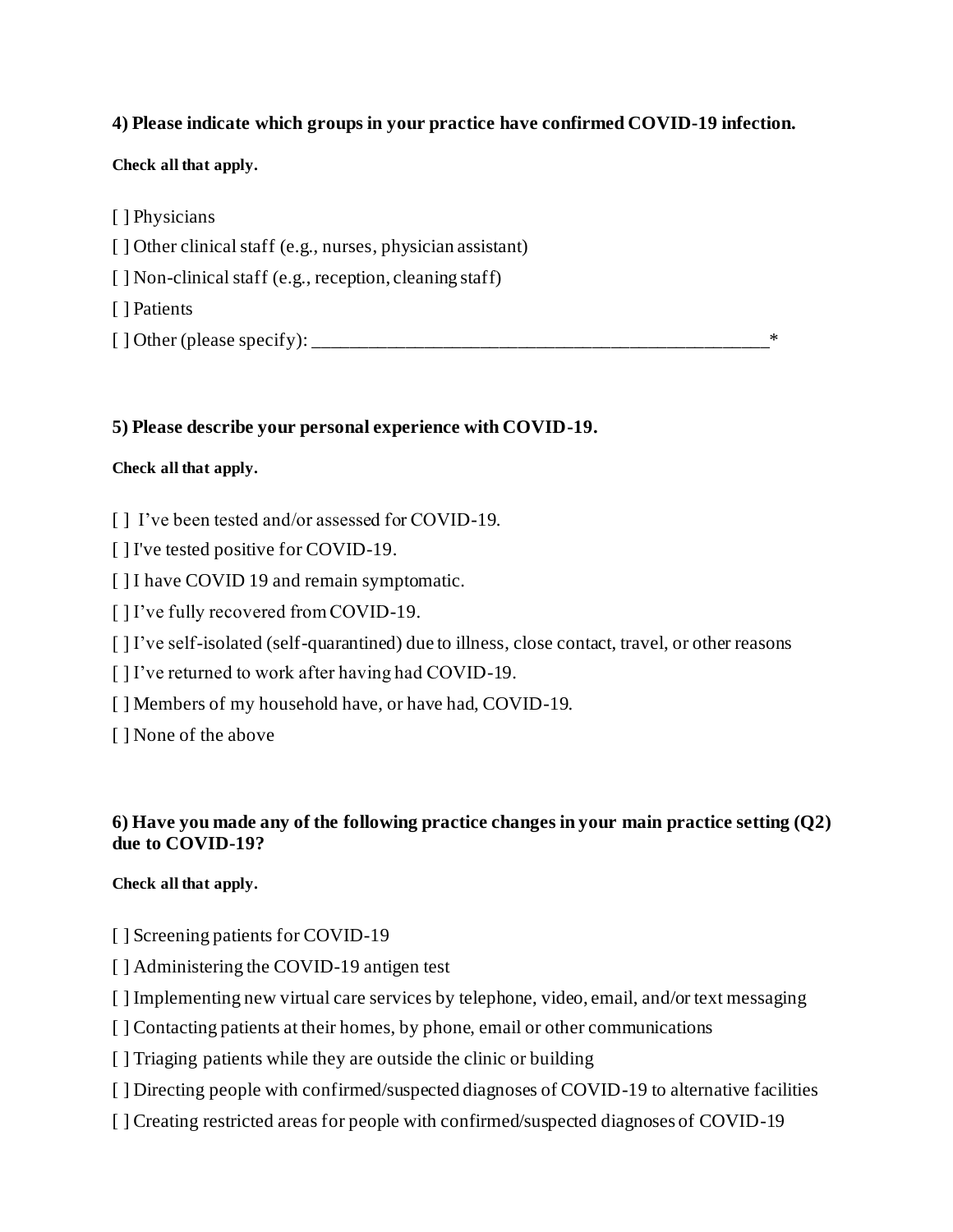**4) Please indicate which groups in your practice have confirmed COVID-19 infection.**

**Check all that apply.**

[ ] Physicians

[ ] Other clinical staff (e.g., nurses, physician assistant)

[ ] Non-clinical staff (e.g., reception, cleaning staff)

[ ] Patients

[ ] Other (please specify): ___________________________________________________*

**5) Please describe your personal experience with COVID-19.**

**Check all that apply.**

[ ] I've been tested and/or assessed for COVID-19.

[ ] I've tested positive for COVID-19.

[ ] I have COVID 19 and remain symptomatic.

[ ] I've fully recovered from COVID-19.

[ ] I've self-isolated (self-quarantined) due to illness, close contact, travel, or other reasons

[ ] I've returned to work after having had COVID-19.

[ ] Members of my household have, or have had, COVID-19.

[ ] None of the above

**6) Have you made any of the following practice changes in your main practice setting (Q2) due to COVID-19?**

**Check all that apply.**

[ ] Screening patients for COVID-19

[ ] Administering the COVID-19 antigen test

[ ] Implementing new virtual care services by telephone, video, email, and/or text messaging

[ ] Contacting patients at their homes, by phone, email or other communications

[ ] Triaging patients while they are outside the clinic or building

[ ] Directing people with confirmed/suspected diagnoses of COVID-19 to alternative facilities

[ ] Creating restricted areas for people with confirmed/suspected diagnoses of COVID-19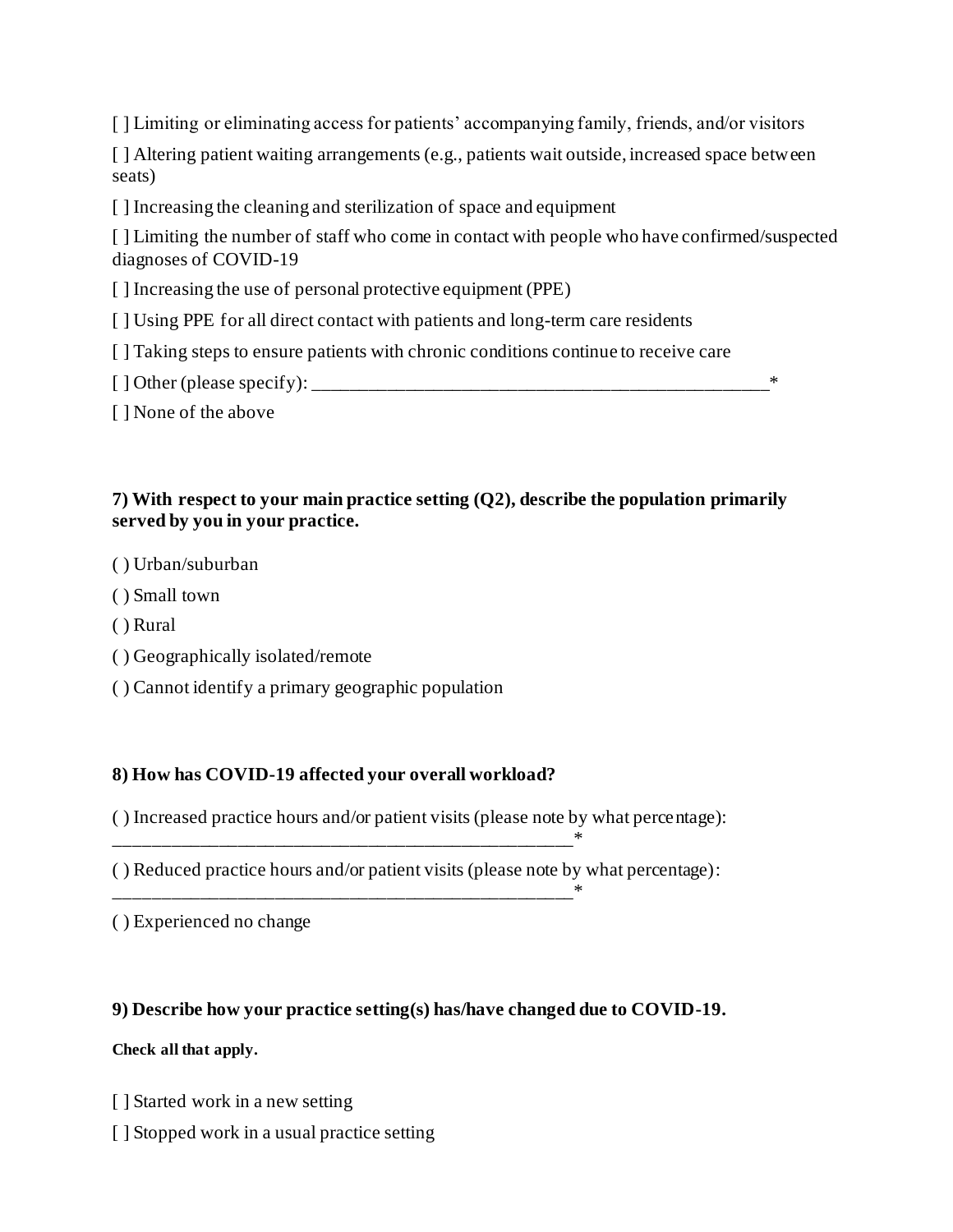[ ] Limiting or eliminating access for patients' accompanying family, friends, and/or visitors

[ ] Altering patient waiting arrangements (e.g., patients wait outside, increased space between seats)

[ ] Increasing the cleaning and sterilization of space and equipment

[ ] Limiting the number of staff who come in contact with people who have confirmed/suspected diagnoses of COVID-19

[ ] Increasing the use of personal protective equipment (PPE)

[ ] Using PPE for all direct contact with patients and long-term care residents

[ ] Taking steps to ensure patients with chronic conditions continue to receive care

[ ] Other (please specify): _________________________________________________*

[ ] None of the above

**7) With respect to your main practice setting (Q2), describe the population primarily served by you in your practice.**

( ) Urban/suburban

( ) Small town

( ) Rural

( ) Geographically isolated/remote

( ) Cannot identify a primary geographic population

**8) How has COVID-19 affected your overall workload?**

( ) Increased practice hours and/or patient visits (please note by what percentage): _________________________________________________*

( ) Reduced practice hours and/or patient visits (please note by what percentage): _________________________________________________*

( ) Experienced no change

**9) Describe how your practice setting(s) has/have changed due to COVID-19.**

**Check all that apply.**

[ ] Started work in a new setting

[ ] Stopped work in a usual practice setting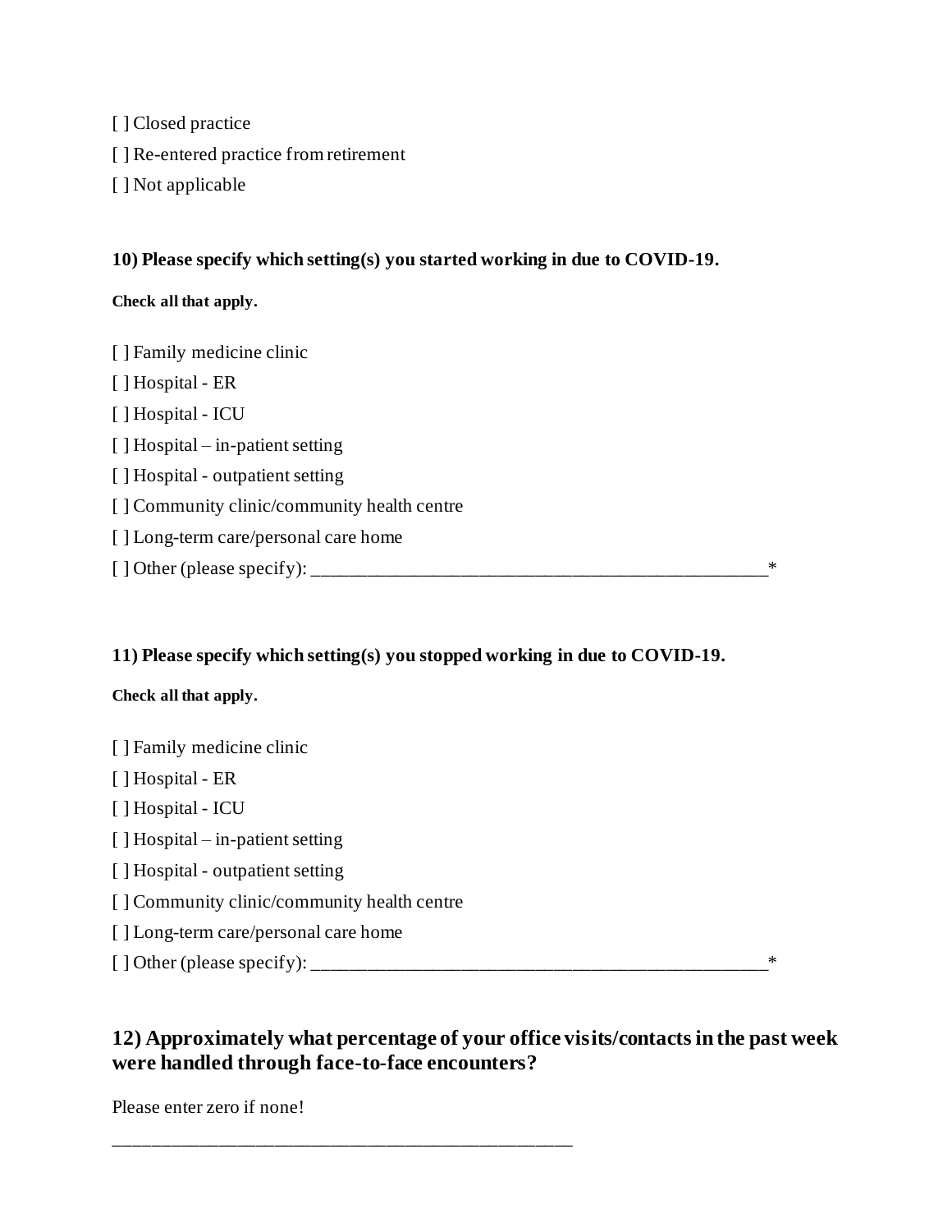[ ] Closed practice

[ ] Re-entered practice from retirement

[ ] Not applicable

**10) Please specify which setting(s) you started working in due to COVID-19.**

**Check all that apply.**

[ ] Family medicine clinic

[ ] Hospital - ER

[ ] Hospital - ICU

[ ] Hospital – in-patient setting

[ ] Hospital - outpatient setting

[ ] Community clinic/community health centre

[ ] Long-term care/personal care home

[ ] Other (please specify): __________________________________________________*

**11) Please specify which setting(s) you stopped working in due to COVID-19.**

**Check all that apply.**

[ ] Family medicine clinic

[ ] Hospital - ER

[ ] Hospital - ICU

[ ] Hospital – in-patient setting

[ ] Hospital - outpatient setting

[ ] Community clinic/community health centre

[ ] Long-term care/personal care home

[ ] Other (please specify): __________________________________________________*

## 12) Approximately what percentage of your office visits/contacts in the past week were handled through face-to-face encounters?

Please enter zero if none!

__________________________________________________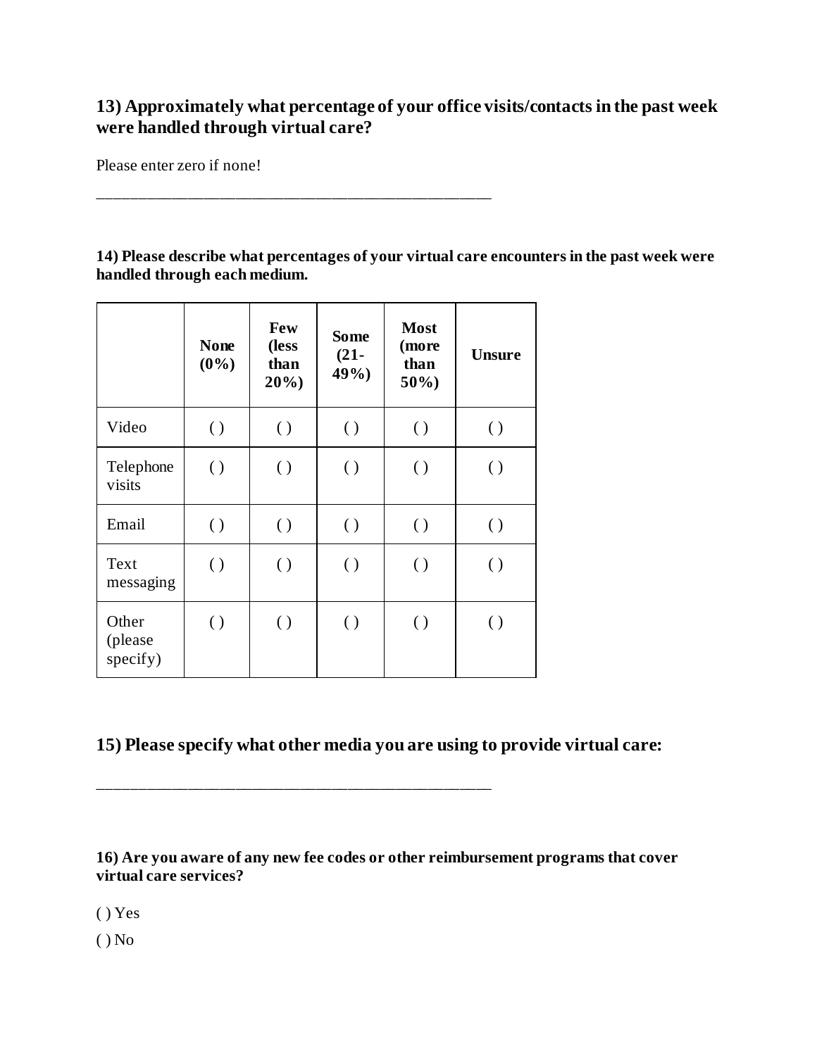### 13) Approximately what percentage of your office visits/contacts in the past week were handled through virtual care?

Please enter zero if none!

_________________________________________________

**14) Please describe what percentages of your virtual care encounters in the past week were handled through each medium.**

| | None (0%) | Few (less than 20%) | Some (21-49%) | Most (more than 50%) | Unsure |
|---|---|---|---|---|---|
| Video | ( ) | ( ) | ( ) | ( ) | ( ) |
| Telephone visits | ( ) | ( ) | ( ) | ( ) | ( ) |
| Email | ( ) | ( ) | ( ) | ( ) | ( ) |
| Text messaging | ( ) | ( ) | ( ) | ( ) | ( ) |
| Other (please specify) | ( ) | ( ) | ( ) | ( ) | ( ) |

### 15) Please specify what other media you are using to provide virtual care:

_________________________________________________

**16) Are you aware of any new fee codes or other reimbursement programs that cover virtual care services?**

( ) Yes

( ) No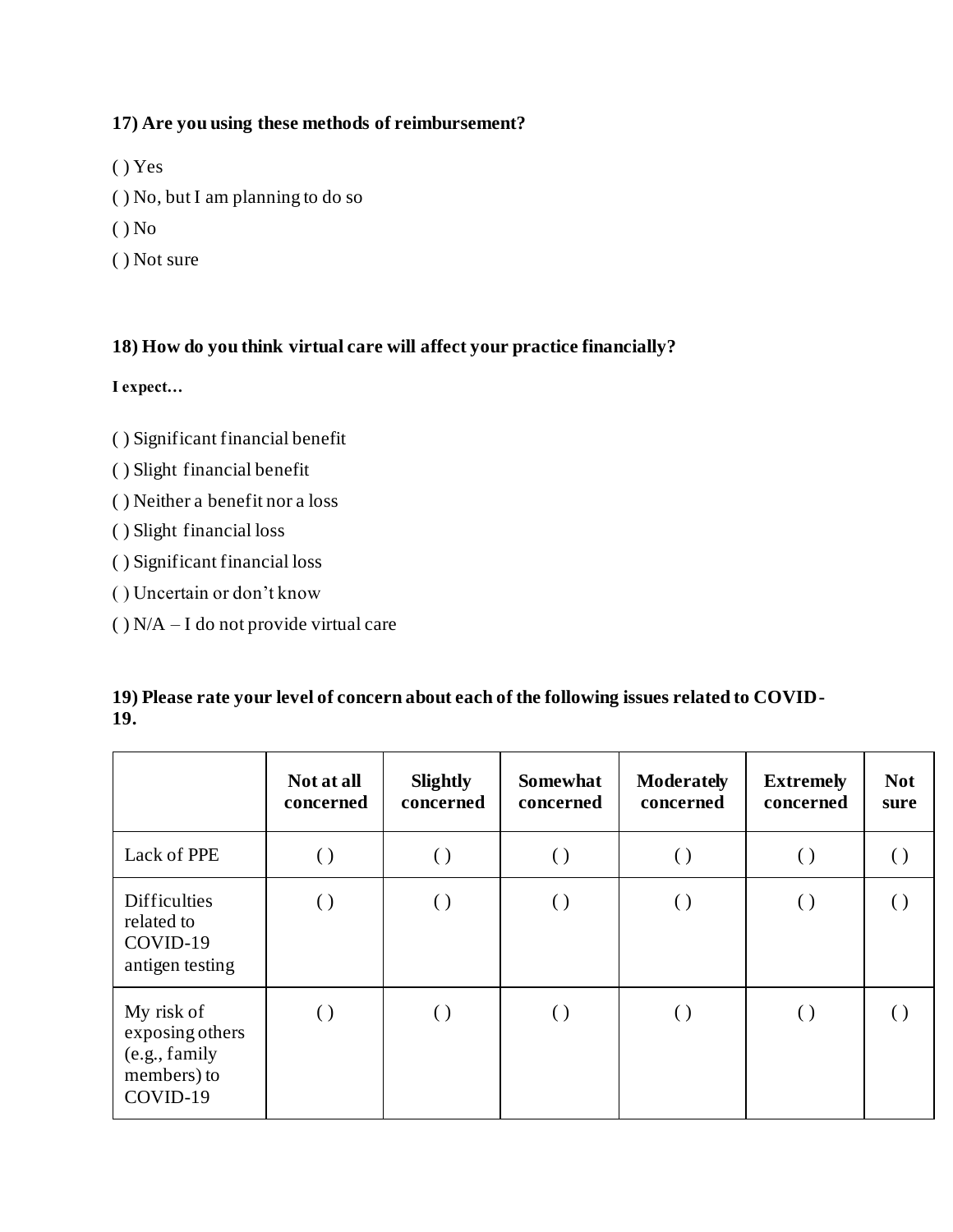**17) Are you using these methods of reimbursement?**

( ) Yes

( ) No, but I am planning to do so

( ) No

( ) Not sure

**18) How do you think virtual care will affect your practice financially?**

**I expect…**

( ) Significant financial benefit

( ) Slight financial benefit

( ) Neither a benefit nor a loss

( ) Slight financial loss

( ) Significant financial loss

( ) Uncertain or don't know

( ) N/A – I do not provide virtual care

**19) Please rate your level of concern about each of the following issues related to COVID-19.**

| | **Not at all concerned** | **Slightly concerned** | **Somewhat concerned** | **Moderately concerned** | **Extremely concerned** | **Not sure** |
|---|---|---|---|---|---|---|
| Lack of PPE | ( ) | ( ) | ( ) | ( ) | ( ) | ( ) |
| Difficulties related to COVID-19 antigen testing | ( ) | ( ) | ( ) | ( ) | ( ) | ( ) |
| My risk of exposing others (e.g., family members) to COVID-19 | ( ) | ( ) | ( ) | ( ) | ( ) | ( ) |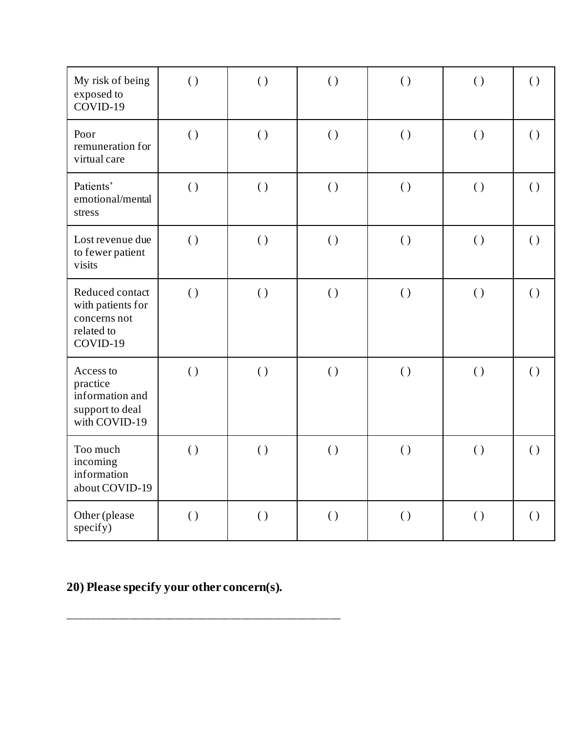| | | | | | | |
|---|---|---|---|---|---|---|
| My risk of being exposed to COVID-19 | ( ) | ( ) | ( ) | ( ) | ( ) | ( ) |
| Poor remuneration for virtual care | ( ) | ( ) | ( ) | ( ) | ( ) | ( ) |
| Patients' emotional/mental stress | ( ) | ( ) | ( ) | ( ) | ( ) | ( ) |
| Lost revenue due to fewer patient visits | ( ) | ( ) | ( ) | ( ) | ( ) | ( ) |
| Reduced contact with patients for concerns not related to COVID-19 | ( ) | ( ) | ( ) | ( ) | ( ) | ( ) |
| Access to practice information and support to deal with COVID-19 | ( ) | ( ) | ( ) | ( ) | ( ) | ( ) |
| Too much incoming information about COVID-19 | ( ) | ( ) | ( ) | ( ) | ( ) | ( ) |
| Other (please specify) | ( ) | ( ) | ( ) | ( ) | ( ) | ( ) |

**20) Please specify your other concern(s).**

_________________________________________________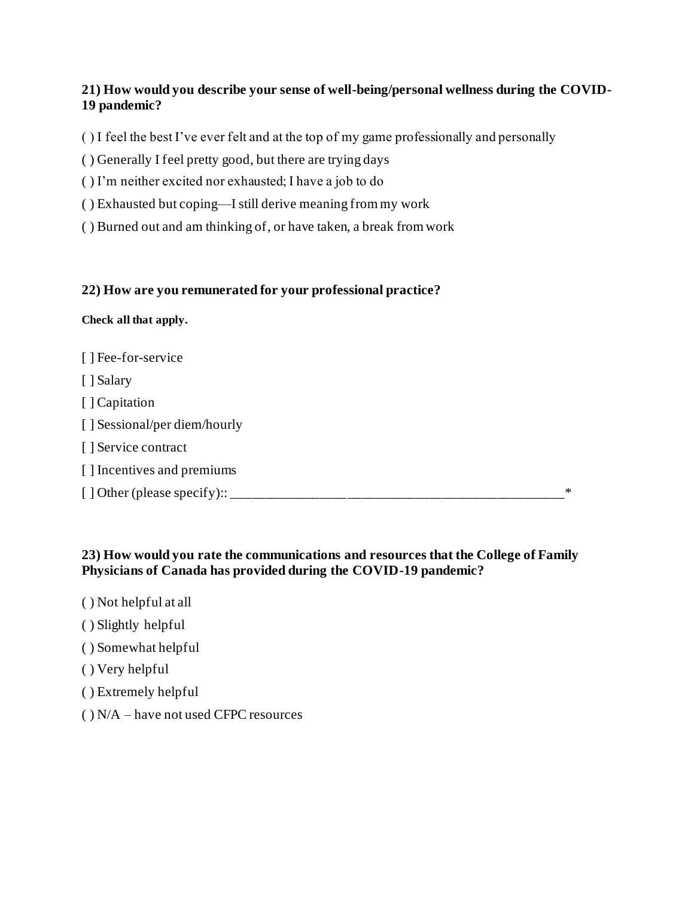**21) How would you describe your sense of well-being/personal wellness during the COVID-19 pandemic?**

( ) I feel the best I've ever felt and at the top of my game professionally and personally

( ) Generally I feel pretty good, but there are trying days

( ) I'm neither excited nor exhausted; I have a job to do

( ) Exhausted but coping—I still derive meaning from my work

( ) Burned out and am thinking of, or have taken, a break from work

**22) How are you remunerated for your professional practice?**

**Check all that apply.**

[ ] Fee-for-service

[ ] Salary

[ ] Capitation

[ ] Sessional/per diem/hourly

[ ] Service contract

[ ] Incentives and premiums

[ ] Other (please specify):: ______________________________________________*

**23) How would you rate the communications and resources that the College of Family Physicians of Canada has provided during the COVID-19 pandemic?**

( ) Not helpful at all

( ) Slightly helpful

( ) Somewhat helpful

( ) Very helpful

( ) Extremely helpful

( ) N/A – have not used CFPC resources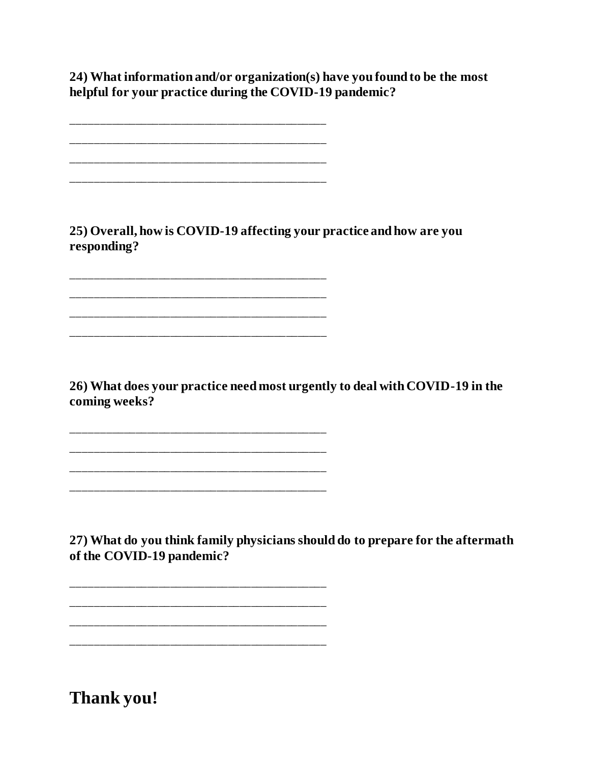**24) What information and/or organization(s) have you found to be the most helpful for your practice during the COVID-19 pandemic?**

__________________________________________

__________________________________________

__________________________________________

__________________________________________

**25) Overall, how is COVID-19 affecting your practice and how are you responding?**

__________________________________________

__________________________________________

__________________________________________

__________________________________________

**26) What does your practice need most urgently to deal with COVID-19 in the coming weeks?**

__________________________________________

__________________________________________

__________________________________________

__________________________________________

**27) What do you think family physicians should do to prepare for the aftermath of the COVID-19 pandemic?**

__________________________________________

__________________________________________

__________________________________________

__________________________________________

# Thank you!